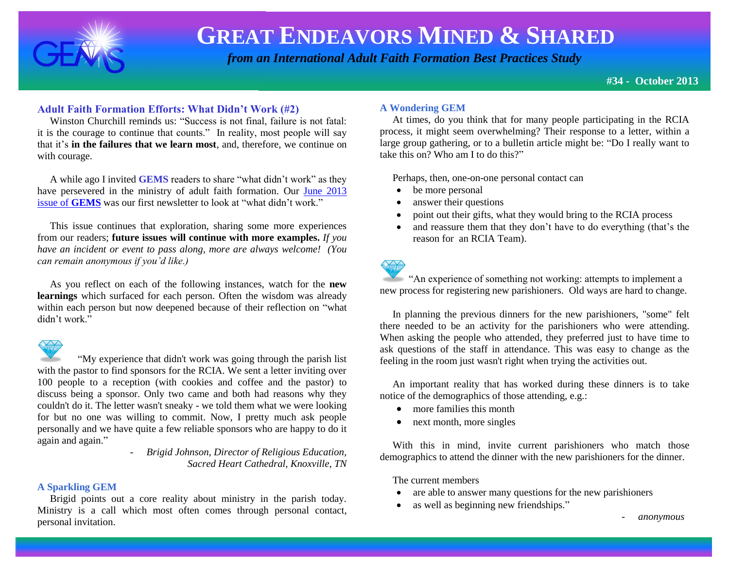# GREAT ENDEAVORS MINED & SHARED

*from an International Adult Faith Formation Best Practices Study*

**#34 - October 2013**

### Adult Faith Formation Efforts: What Didn't Work (#2)

Winston Churchill reminds us: "Success is not final, failure is not fatal: it is the courage to continue that counts." In reality, most people will say that it's **in the failures that we learn most**, and, therefore, we continue on with courage.

A while ago I invited **GEMS** readers to share "what didn't work" as they have persevered in the ministry of adult faith formation. Our June 2013 issue of **GEMS** was our first newsletter to look at "what didn't work."

This issue continues that exploration, sharing some more experiences from our readers; **future issues will continue with more examples.** *If you have an incident or event to pass along, more are always welcome! (You can remain anonymous if you'd like.)*

As you reflect on each of the following instances, watch for the **new learnings** which surfaced for each person. Often the wisdom was already within each person but now deepened because of their reflection on "what didn't work."

"My experience that didn't work was going through the parish list with the pastor to find sponsors for the RCIA. We sent a letter inviting over 100 people to a reception (with cookies and coffee and the pastor) to discuss being a sponsor. Only two came and both had reasons why they couldn't do it. The letter wasn't sneaky - we told them what we were looking for but no one was willing to commit. Now, I pretty much ask people personally and we have quite a few reliable sponsors who are happy to do it again and again."

- *Brigid Johnson, Director of Religious Education, Sacred Heart Cathedral, Knoxville, TN*

### A Sparkling GEM

Brigid points out a core reality about ministry in the parish today. Ministry is a call which most often comes through personal contact, personal invitation.

### A Wondering GEM

At times, do you think that for many people participating in the RCIA process, it might seem overwhelming? Their response to a letter, within a large group gathering, or to a bulletin article might be: "Do I really want to take this on? Who am I to do this?"

Perhaps, then, one-on-one personal contact can

- be more personal
- answer their questions
- point out their gifts, what they would bring to the RCIA process
- and reassure them that they don't have to do everything (that's the reason for an RCIA Team).

"An experience of something not working: attempts to implement a new process for registering new parishioners. Old ways are hard to change.

In planning the previous dinners for the new parishioners, "some" felt there needed to be an activity for the parishioners who were attending. When asking the people who attended, they preferred just to have time to ask questions of the staff in attendance. This was easy to change as the feeling in the room just wasn't right when trying the activities out.

An important reality that has worked during these dinners is to take notice of the demographics of those attending, e.g.:

- more families this month
- next month, more singles

With this in mind, invite current parishioners who match those demographics to attend the dinner with the new parishioners for the dinner.

The current members

- are able to answer many questions for the new parishioners
- as well as beginning new friendships."

- *anonymous*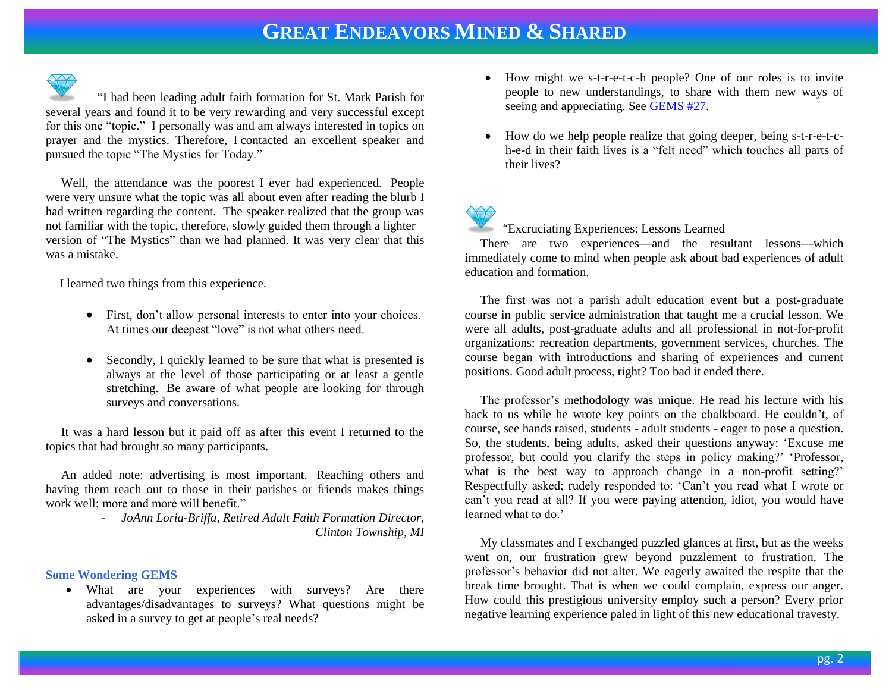"I had been leading adult faith formation for St. Mark Parish for several years and found it to be very rewarding and very successful except for this one "topic." I personally was and am always interested in topics on prayer and the mystics. Therefore, I contacted an excellent speaker and pursued the topic "The Mystics for Today."

Well, the attendance was the poorest I ever had experienced. People were very unsure what the topic was all about even after reading the blurb I had written regarding the content. The speaker realized that the group was not familiar with the topic, therefore, slowly guided them through a lighter version of "The Mystics" than we had planned. It was very clear that this was a mistake.

I learned two things from this experience.

- First, don't allow personal interests to enter into your choices. At times our deepest "love" is not what others need.
- Secondly, I quickly learned to be sure that what is presented is always at the level of those participating or at least a gentle stretching. Be aware of what people are looking for through surveys and conversations.

It was a hard lesson but it paid off as after this event I returned to the topics that had brought so many participants.

An added note: advertising is most important. Reaching others and having them reach out to those in their parishes or friends makes things work well; more and more will benefit."

- *JoAnn Loria-Briffa, Retired Adult Faith Formation Director, Clinton Township, MI*

**Some Wondering GEMS**

- What are your experiences with surveys? Are there advantages/disadvantages to surveys? What questions might be asked in a survey to get at people's real needs?
- How might we s-t-r-e-t-c-h people? One of our roles is to invite people to new understandings, to share with them new ways of seeing and appreciating. See GEMS #27.
- How do we help people realize that going deeper, being s-t-r-e-t-c-h-e-d in their faith lives is a "felt need" which touches all parts of their lives?

"Excruciating Experiences: Lessons Learned

There are two experiences—and the resultant lessons—which immediately come to mind when people ask about bad experiences of adult education and formation.

The first was not a parish adult education event but a post-graduate course in public service administration that taught me a crucial lesson. We were all adults, post-graduate adults and all professional in not-for-profit organizations: recreation departments, government services, churches. The course began with introductions and sharing of experiences and current positions. Good adult process, right? Too bad it ended there.

The professor's methodology was unique. He read his lecture with his back to us while he wrote key points on the chalkboard. He couldn't, of course, see hands raised, students - adult students - eager to pose a question. So, the students, being adults, asked their questions anyway: 'Excuse me professor, but could you clarify the steps in policy making?' 'Professor, what is the best way to approach change in a non-profit setting?' Respectfully asked; rudely responded to: 'Can't you read what I wrote or can't you read at all? If you were paying attention, idiot, you would have learned what to do.'

My classmates and I exchanged puzzled glances at first, but as the weeks went on, our frustration grew beyond puzzlement to frustration. The professor's behavior did not alter. We eagerly awaited the respite that the break time brought. That is when we could complain, express our anger. How could this prestigious university employ such a person? Every prior negative learning experience paled in light of this new educational travesty.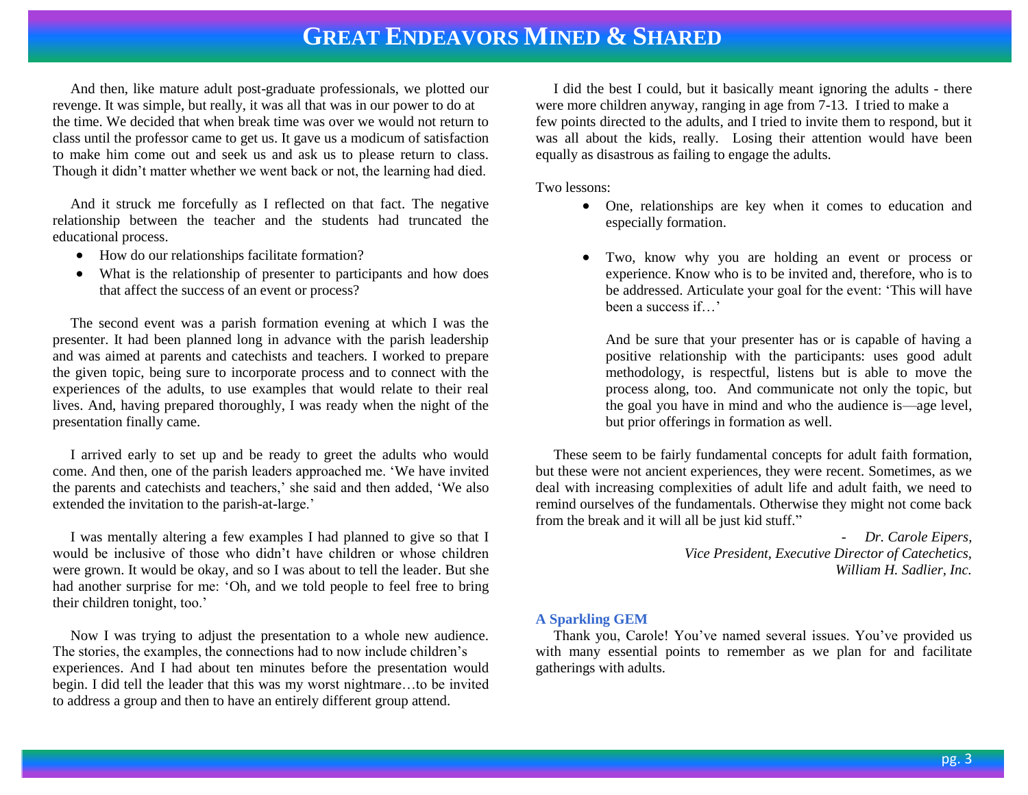And then, like mature adult post-graduate professionals, we plotted our revenge. It was simple, but really, it was all that was in our power to do at the time. We decided that when break time was over we would not return to class until the professor came to get us. It gave us a modicum of satisfaction to make him come out and seek us and ask us to please return to class. Though it didn't matter whether we went back or not, the learning had died.

And it struck me forcefully as I reflected on that fact. The negative relationship between the teacher and the students had truncated the educational process.

- How do our relationships facilitate formation?
- What is the relationship of presenter to participants and how does that affect the success of an event or process?

The second event was a parish formation evening at which I was the presenter. It had been planned long in advance with the parish leadership and was aimed at parents and catechists and teachers. I worked to prepare the given topic, being sure to incorporate process and to connect with the experiences of the adults, to use examples that would relate to their real lives. And, having prepared thoroughly, I was ready when the night of the presentation finally came.

I arrived early to set up and be ready to greet the adults who would come. And then, one of the parish leaders approached me. 'We have invited the parents and catechists and teachers,' she said and then added, 'We also extended the invitation to the parish-at-large.'

I was mentally altering a few examples I had planned to give so that I would be inclusive of those who didn't have children or whose children were grown. It would be okay, and so I was about to tell the leader. But she had another surprise for me: 'Oh, and we told people to feel free to bring their children tonight, too.'

Now I was trying to adjust the presentation to a whole new audience. The stories, the examples, the connections had to now include children's experiences. And I had about ten minutes before the presentation would begin. I did tell the leader that this was my worst nightmare…to be invited to address a group and then to have an entirely different group attend.

I did the best I could, but it basically meant ignoring the adults - there were more children anyway, ranging in age from 7-13. I tried to make a few points directed to the adults, and I tried to invite them to respond, but it was all about the kids, really. Losing their attention would have been equally as disastrous as failing to engage the adults.

Two lessons:

- One, relationships are key when it comes to education and especially formation.
- Two, know why you are holding an event or process or experience. Know who is to be invited and, therefore, who is to be addressed. Articulate your goal for the event: 'This will have been a success if…'

  And be sure that your presenter has or is capable of having a positive relationship with the participants: uses good adult methodology, is respectful, listens but is able to move the process along, too. And communicate not only the topic, but the goal you have in mind and who the audience is—age level, but prior offerings in formation as well.

These seem to be fairly fundamental concepts for adult faith formation, but these were not ancient experiences, they were recent. Sometimes, as we deal with increasing complexities of adult life and adult faith, we need to remind ourselves of the fundamentals. Otherwise they might not come back from the break and it will all be just kid stuff."

*- Dr. Carole Eipers,*
*Vice President, Executive Director of Catechetics,*
*William H. Sadlier, Inc.*

### A Sparkling GEM

Thank you, Carole! You've named several issues. You've provided us with many essential points to remember as we plan for and facilitate gatherings with adults.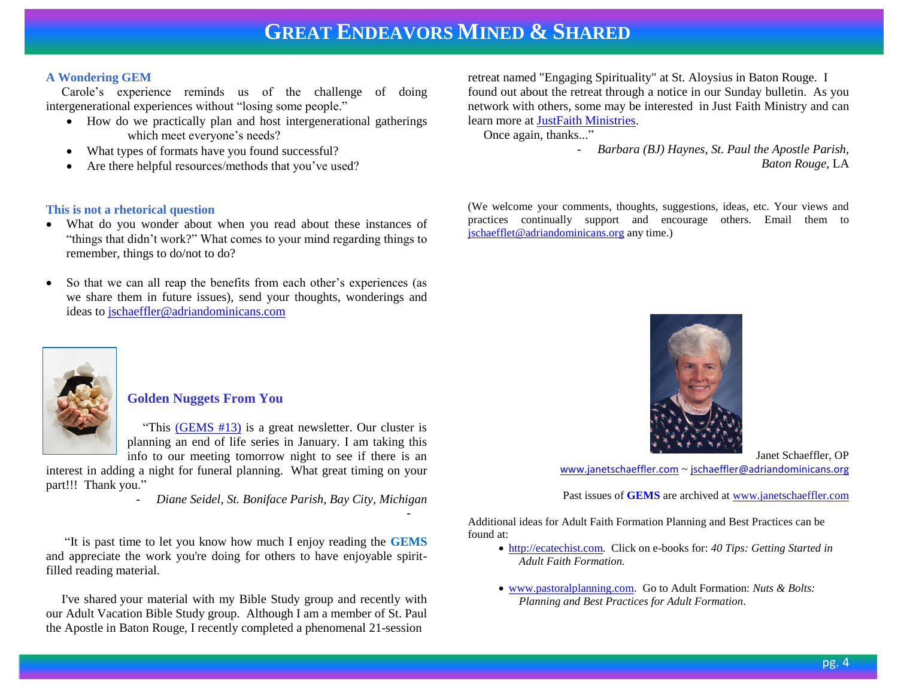# GREAT ENDEAVORS MINED & SHARED

### A Wondering GEM

Carole's experience reminds us of the challenge of doing intergenerational experiences without "losing some people."

- How do we practically plan and host intergenerational gatherings which meet everyone's needs?
- What types of formats have you found successful?
- Are there helpful resources/methods that you've used?

### This is not a rhetorical question

- What do you wonder about when you read about these instances of "things that didn't work?" What comes to your mind regarding things to remember, things to do/not to do?
- So that we can all reap the benefits from each other's experiences (as we share them in future issues), send your thoughts, wonderings and ideas to jschaeffler@adriandominicans.com

### Golden Nuggets From You

"This (GEMS #13) is a great newsletter. Our cluster is planning an end of life series in January. I am taking this info to our meeting tomorrow night to see if there is an interest in adding a night for funeral planning. What great timing on your part!!! Thank you."

- *Diane Seidel, St. Boniface Parish, Bay City, Michigan*

"It is past time to let you know how much I enjoy reading the **GEMS** and appreciate the work you're doing for others to have enjoyable spirit-filled reading material.

I've shared your material with my Bible Study group and recently with our Adult Vacation Bible Study group. Although I am a member of St. Paul the Apostle in Baton Rouge, I recently completed a phenomenal 21-session retreat named "Engaging Spirituality" at St. Aloysius in Baton Rouge. I found out about the retreat through a notice in our Sunday bulletin. As you network with others, some may be interested in Just Faith Ministry and can learn more at JustFaith Ministries.

Once again, thanks..."

- *Barbara (BJ) Haynes, St. Paul the Apostle Parish, Baton Rouge,* LA

(We welcome your comments, thoughts, suggestions, ideas, etc. Your views and practices continually support and encourage others. Email them to jschaefflet@adriandominicans.org any time.)

Janet Schaeffler, OP
www.janetschaeffler.com ~ jschaeffler@adriandominicans.org

Past issues of **GEMS** are archived at www.janetschaeffler.com

Additional ideas for Adult Faith Formation Planning and Best Practices can be found at:

- http://ecatechist.com. Click on e-books for: *40 Tips: Getting Started in Adult Faith Formation.*
- www.pastoralplanning.com. Go to Adult Formation: *Nuts & Bolts: Planning and Best Practices for Adult Formation*.